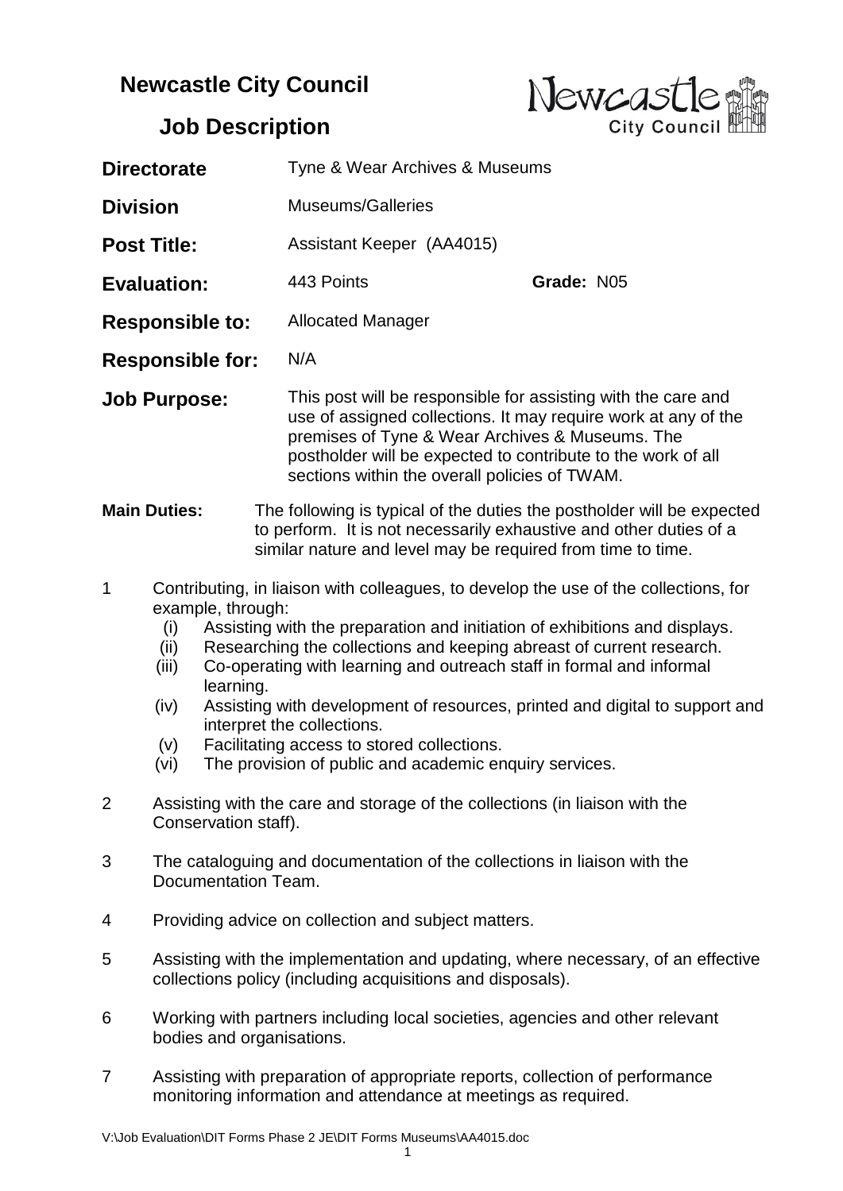# Newcastle City Council

## Job Description

| | | |
|---|---|---|
| **Directorate** | Tyne & Wear Archives & Museums | |
| **Division** | Museums/Galleries | |
| **Post Title:** | Assistant Keeper (AA4015) | |
| **Evaluation:** | 443 Points | **Grade:** N05 |
| **Responsible to:** | Allocated Manager | |
| **Responsible for:** | N/A | |

**Job Purpose:** This post will be responsible for assisting with the care and use of assigned collections. It may require work at any of the premises of Tyne & Wear Archives & Museums. The postholder will be expected to contribute to the work of all sections within the overall policies of TWAM.

**Main Duties:** The following is typical of the duties the postholder will be expected to perform. It is not necessarily exhaustive and other duties of a similar nature and level may be required from time to time.

1. Contributing, in liaison with colleagues, to develop the use of the collections, for example, through:
   - (i) Assisting with the preparation and initiation of exhibitions and displays.
   - (ii) Researching the collections and keeping abreast of current research.
   - (iii) Co-operating with learning and outreach staff in formal and informal learning.
   - (iv) Assisting with development of resources, printed and digital to support and interpret the collections.
   - (v) Facilitating access to stored collections.
   - (vi) The provision of public and academic enquiry services.

2. Assisting with the care and storage of the collections (in liaison with the Conservation staff).

3. The cataloguing and documentation of the collections in liaison with the Documentation Team.

4. Providing advice on collection and subject matters.

5. Assisting with the implementation and updating, where necessary, of an effective collections policy (including acquisitions and disposals).

6. Working with partners including local societies, agencies and other relevant bodies and organisations.

7. Assisting with preparation of appropriate reports, collection of performance monitoring information and attendance at meetings as required.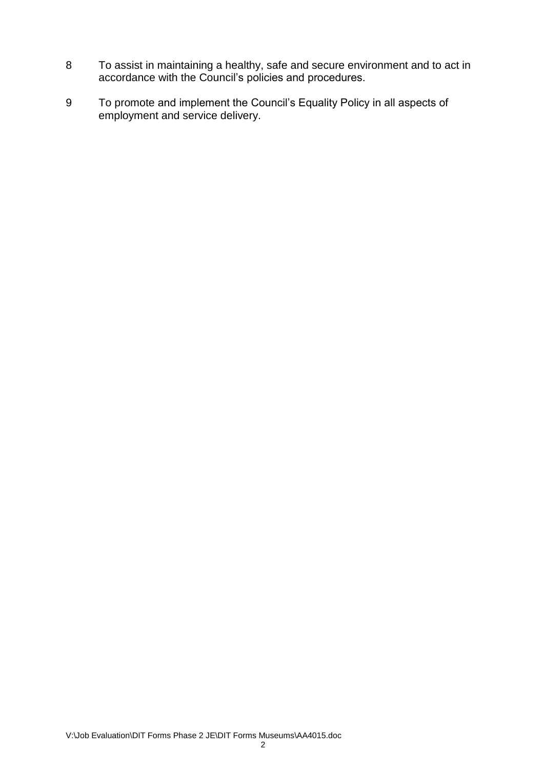8 To assist in maintaining a healthy, safe and secure environment and to act in accordance with the Council's policies and procedures.

9 To promote and implement the Council's Equality Policy in all aspects of employment and service delivery.